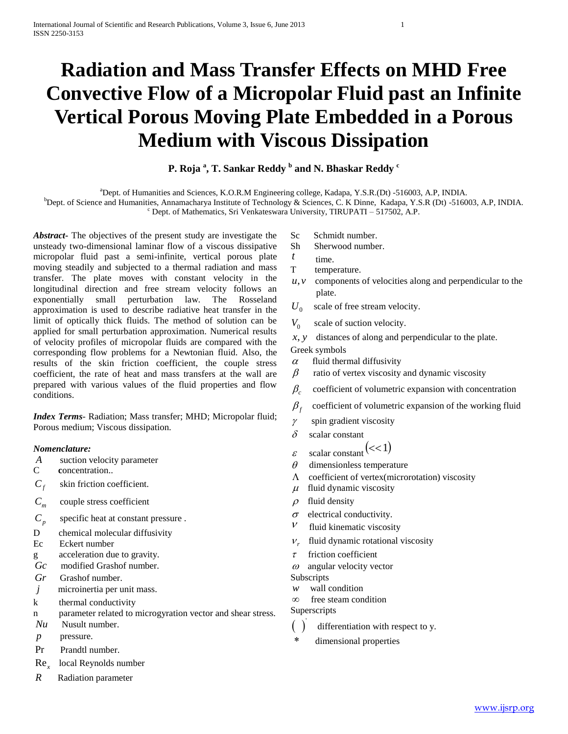# Radiation and Mass Transfer Effects on MHD Free Convective Flow of a Micropolar Fluid past an Infinite Vertical Porous Moving Plate Embedded in a Porous Medium with Viscous Dissipation

**P. Roja [a], T. Sankar Reddy [b] and N. Bhaskar Reddy [c]**

[a]Dept. of Humanities and Sciences, K.O.R.M Engineering college, Kadapa, Y.S.R.(Dt) -516003, A.P, INDIA.
[b]Dept. of Science and Humanities, Annamacharya Institute of Technology & Sciences, C. K Dinne, Kadapa, Y.S.R (Dt) -516003, A.P, INDIA.
[c] Dept. of Mathematics, Sri Venkateswara University, TIRUPATI – 517502, A.P.

***Abstract***- The objectives of the present study are investigate the unsteady two-dimensional laminar flow of a viscous dissipative micropolar fluid past a semi-infinite, vertical porous plate moving steadily and subjected to a thermal radiation and mass transfer. The plate moves with constant velocity in the longitudinal direction and free stream velocity follows an exponentially small perturbation law. The Rosseland approximation is used to describe radiative heat transfer in the limit of optically thick fluids. The method of solution can be applied for small perturbation approximation. Numerical results of velocity profiles of micropolar fluids are compared with the corresponding flow problems for a Newtonian fluid. Also, the results of the skin friction coefficient, the couple stress coefficient, the rate of heat and mass transfers at the wall are prepared with various values of the fluid properties and flow conditions.

***Index Terms***- Radiation; Mass transfer; MHD; Micropolar fluid; Porous medium; Viscous dissipation.

***Nomenclature:***

- $A$ suction velocity parameter
- C **c**oncentration..
- $C_f$ skin friction coefficient.
- $C_m$ couple stress coefficient
- $C_p$ specific heat at constant pressure .
- D chemical molecular diffusivity
- Ec Eckert number
- g acceleration due to gravity.
- $Gc$ modified Grashof number.
- $Gr$ Grashof number.
- $j$ microinertia per unit mass.
- k thermal conductivity
- n parameter related to microgyration vector and shear stress.
- $Nu$ Nusult number.
- $p$ pressure.
- Pr Prandtl number.
- $\mathrm{Re}_x$ local Reynolds number
- $R$ Radiation parameter
- Sc Schmidt number.
- Sh Sherwood number.
- $t$ time.
- T temperature.
- $u, v$ components of velocities along and perpendicular to the plate.
- $U_0$ scale of free stream velocity.
- $V_0$ scale of suction velocity.
- $x, y$ distances of along and perpendicular to the plate.

Greek symbols

- $\alpha$ fluid thermal diffusivity
- $\beta$ ratio of vertex viscosity and dynamic viscosity
- $\beta_c$ coefficient of volumetric expansion with concentration
- $\beta_f$ coefficient of volumetric expansion of the working fluid
- $\gamma$ spin gradient viscosity
- $\delta$ scalar constant
- $\varepsilon$ scalar constant $(<<1)$
- $\theta$ dimensionless temperature
- $\Lambda$ coefficient of vertex(microrotation) viscosity
- $\mu$ fluid dynamic viscosity
- $\rho$ fluid density
- $\sigma$ electrical conductivity.
- $\nu$ fluid kinematic viscosity
- $\nu_r$ fluid dynamic rotational viscosity
- $\tau$ friction coefficient
- $\omega$ angular velocity vector

Subscripts

- $w$ wall condition
- $\infty$ free steam condition

Superscripts

- $(\ )'$ differentiation with respect to y.
- $*$ dimensional properties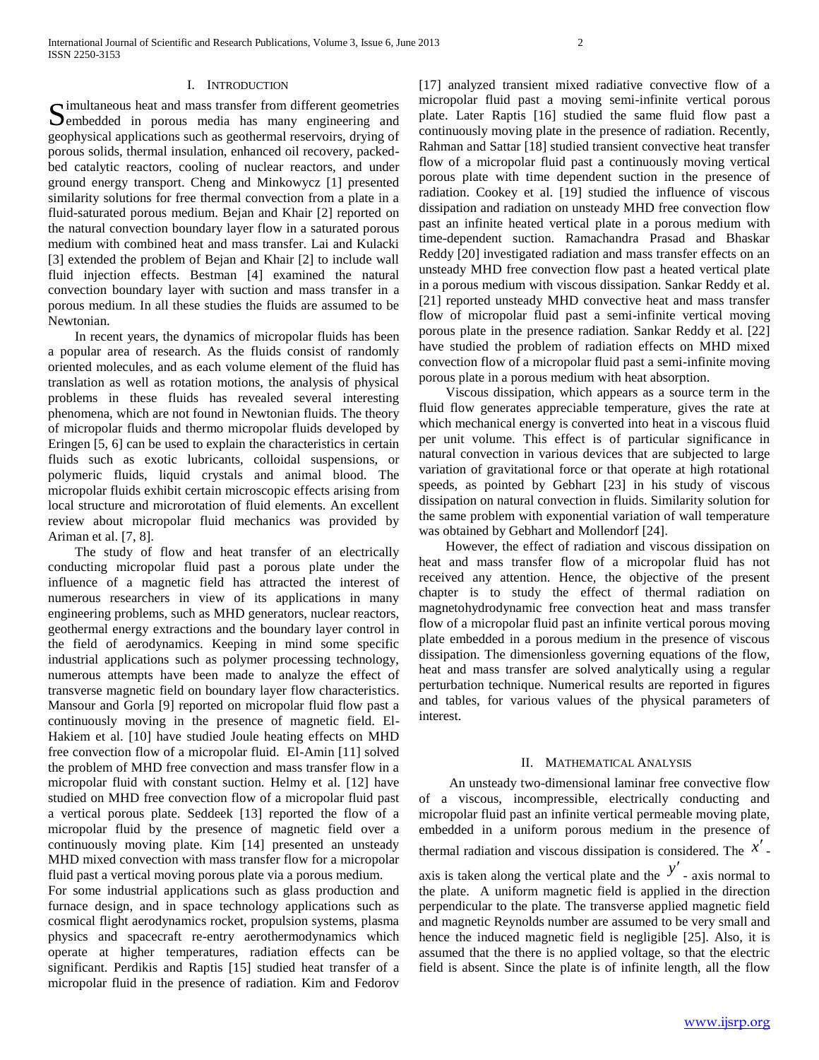## I. Introduction

Simultaneous heat and mass transfer from different geometries embedded in porous media has many engineering and geophysical applications such as geothermal reservoirs, drying of porous solids, thermal insulation, enhanced oil recovery, packed-bed catalytic reactors, cooling of nuclear reactors, and under ground energy transport. Cheng and Minkowycz [1] presented similarity solutions for free thermal convection from a plate in a fluid-saturated porous medium. Bejan and Khair [2] reported on the natural convection boundary layer flow in a saturated porous medium with combined heat and mass transfer. Lai and Kulacki [3] extended the problem of Bejan and Khair [2] to include wall fluid injection effects. Bestman [4] examined the natural convection boundary layer with suction and mass transfer in a porous medium. In all these studies the fluids are assumed to be Newtonian.

In recent years, the dynamics of micropolar fluids has been a popular area of research. As the fluids consist of randomly oriented molecules, and as each volume element of the fluid has translation as well as rotation motions, the analysis of physical problems in these fluids has revealed several interesting phenomena, which are not found in Newtonian fluids. The theory of micropolar fluids and thermo micropolar fluids developed by Eringen [5, 6] can be used to explain the characteristics in certain fluids such as exotic lubricants, colloidal suspensions, or polymeric fluids, liquid crystals and animal blood. The micropolar fluids exhibit certain microscopic effects arising from local structure and microrotation of fluid elements. An excellent review about micropolar fluid mechanics was provided by Ariman et al. [7, 8].

The study of flow and heat transfer of an electrically conducting micropolar fluid past a porous plate under the influence of a magnetic field has attracted the interest of numerous researchers in view of its applications in many engineering problems, such as MHD generators, nuclear reactors, geothermal energy extractions and the boundary layer control in the field of aerodynamics. Keeping in mind some specific industrial applications such as polymer processing technology, numerous attempts have been made to analyze the effect of transverse magnetic field on boundary layer flow characteristics. Mansour and Gorla [9] reported on micropolar fluid flow past a continuously moving in the presence of magnetic field. El-Hakiem et al. [10] have studied Joule heating effects on MHD free convection flow of a micropolar fluid. El-Amin [11] solved the problem of MHD free convection and mass transfer flow in a micropolar fluid with constant suction. Helmy et al. [12] have studied on MHD free convection flow of a micropolar fluid past a vertical porous plate. Seddeek [13] reported the flow of a micropolar fluid by the presence of magnetic field over a continuously moving plate. Kim [14] presented an unsteady MHD mixed convection with mass transfer flow for a micropolar fluid past a vertical moving porous plate via a porous medium.
For some industrial applications such as glass production and furnace design, and in space technology applications such as cosmical flight aerodynamics rocket, propulsion systems, plasma physics and spacecraft re-entry aerothermodynamics which operate at higher temperatures, radiation effects can be significant. Perdikis and Raptis [15] studied heat transfer of a micropolar fluid in the presence of radiation. Kim and Fedorov [17] analyzed transient mixed radiative convective flow of a micropolar fluid past a moving semi-infinite vertical porous plate. Later Raptis [16] studied the same fluid flow past a continuously moving plate in the presence of radiation. Recently, Rahman and Sattar [18] studied transient convective heat transfer flow of a micropolar fluid past a continuously moving vertical porous plate with time dependent suction in the presence of radiation. Cookey et al. [19] studied the influence of viscous dissipation and radiation on unsteady MHD free convection flow past an infinite heated vertical plate in a porous medium with time-dependent suction. Ramachandra Prasad and Bhaskar Reddy [20] investigated radiation and mass transfer effects on an unsteady MHD free convection flow past a heated vertical plate in a porous medium with viscous dissipation. Sankar Reddy et al. [21] reported unsteady MHD convective heat and mass transfer flow of micropolar fluid past a semi-infinite vertical moving porous plate in the presence radiation. Sankar Reddy et al. [22] have studied the problem of radiation effects on MHD mixed convection flow of a micropolar fluid past a semi-infinite moving porous plate in a porous medium with heat absorption.

Viscous dissipation, which appears as a source term in the fluid flow generates appreciable temperature, gives the rate at which mechanical energy is converted into heat in a viscous fluid per unit volume. This effect is of particular significance in natural convection in various devices that are subjected to large variation of gravitational force or that operate at high rotational speeds, as pointed by Gebhart [23] in his study of viscous dissipation on natural convection in fluids. Similarity solution for the same problem with exponential variation of wall temperature was obtained by Gebhart and Mollendorf [24].

However, the effect of radiation and viscous dissipation on heat and mass transfer flow of a micropolar fluid has not received any attention. Hence, the objective of the present chapter is to study the effect of thermal radiation on magnetohydrodynamic free convection heat and mass transfer flow of a micropolar fluid past an infinite vertical porous moving plate embedded in a porous medium in the presence of viscous dissipation. The dimensionless governing equations of the flow, heat and mass transfer are solved analytically using a regular perturbation technique. Numerical results are reported in figures and tables, for various values of the physical parameters of interest.

## II. Mathematical Analysis

An unsteady two-dimensional laminar free convective flow of a viscous, incompressible, electrically conducting and micropolar fluid past an infinite vertical permeable moving plate, embedded in a uniform porous medium in the presence of thermal radiation and viscous dissipation is considered. The $x'$-axis is taken along the vertical plate and the $y'$- axis normal to the plate. A uniform magnetic field is applied in the direction perpendicular to the plate. The transverse applied magnetic field and magnetic Reynolds number are assumed to be very small and hence the induced magnetic field is negligible [25]. Also, it is assumed that the there is no applied voltage, so that the electric field is absent. Since the plate is of infinite length, all the flow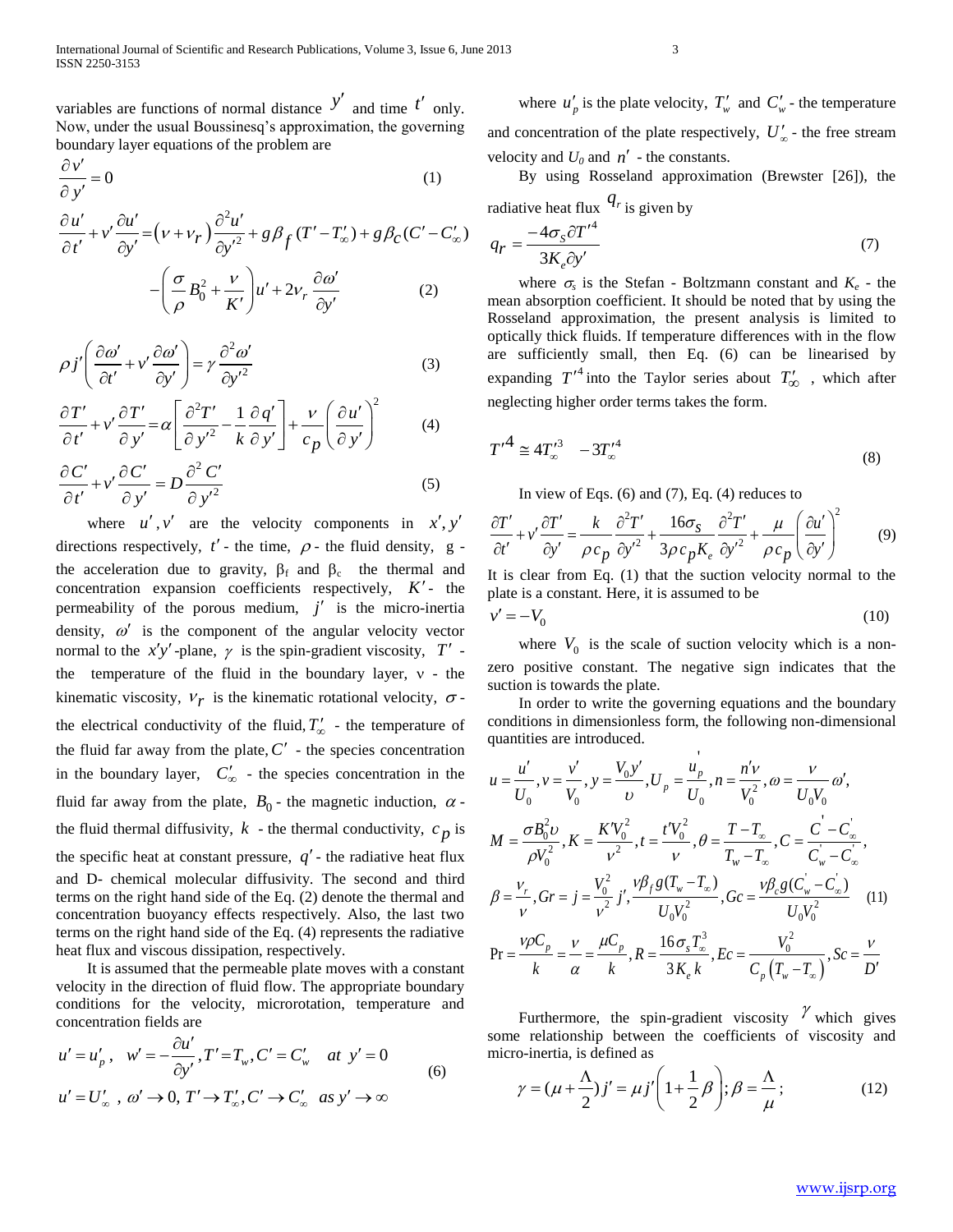variables are functions of normal distance $y'$ and time $t'$ only. Now, under the usual Boussinesq's approximation, the governing boundary layer equations of the problem are

$$\frac{\partial v'}{\partial y'} = 0 \tag{1}$$

$$\frac{\partial u'}{\partial t'} + v'\frac{\partial u'}{\partial y'} = \left(\nu + \nu_r\right)\frac{\partial^2 u'}{\partial y'^2} + g\beta_f (T' - T'_\infty) + g\beta_C (C' - C'_\infty) - \left(\frac{\sigma}{\rho}B_0^2 + \frac{\nu}{K'}\right)u' + 2\nu_r \frac{\partial \omega'}{\partial y'} \tag{2}$$

$$\rho j'\left(\frac{\partial \omega'}{\partial t'} + v'\frac{\partial \omega'}{\partial y'}\right) = \gamma \frac{\partial^2 \omega'}{\partial y'^2} \tag{3}$$

$$\frac{\partial T'}{\partial t'} + v'\frac{\partial T'}{\partial y'} = \alpha\left[\frac{\partial^2 T'}{\partial y'^2} - \frac{1}{k}\frac{\partial q'}{\partial y'}\right] + \frac{\nu}{c_p}\left(\frac{\partial u'}{\partial y'}\right)^2 \tag{4}$$

$$\frac{\partial C'}{\partial t'} + v'\frac{\partial C'}{\partial y'} = D\frac{\partial^2 C'}{\partial y'^2} \tag{5}$$

where $u', v'$ are the velocity components in $x', y'$ directions respectively, $t'$ - the time, $\rho$ - the fluid density, g - the acceleration due to gravity, $\beta_f$ and $\beta_c$ the thermal and concentration expansion coefficients respectively, $K'$ - the permeability of the porous medium, $j'$ is the micro-inertia density, $\omega'$ is the component of the angular velocity vector normal to the $x'y'$-plane, $\gamma$ is the spin-gradient viscosity, $T'$ - the temperature of the fluid in the boundary layer, $\nu$ - the kinematic viscosity, $\nu_r$ is the kinematic rotational velocity, $\sigma$ - the electrical conductivity of the fluid, $T'_\infty$ - the temperature of the fluid far away from the plate, $C'$ - the species concentration in the boundary layer, $C'_\infty$ - the species concentration in the fluid far away from the plate, $B_0$ - the magnetic induction, $\alpha$ - the fluid thermal diffusivity, $k$ - the thermal conductivity, $c_p$ is the specific heat at constant pressure, $q'$ - the radiative heat flux and D- chemical molecular diffusivity. The second and third terms on the right hand side of the Eq. (2) denote the thermal and concentration buoyancy effects respectively. Also, the last two terms on the right hand side of the Eq. (4) represents the radiative heat flux and viscous dissipation, respectively.

It is assumed that the permeable plate moves with a constant velocity in the direction of fluid flow. The appropriate boundary conditions for the velocity, microrotation, temperature and concentration fields are

$$u' = u'_p,\quad w' = -\frac{\partial u'}{\partial y'}, T' = T_w, C' = C'_w \quad at\ y' = 0$$
$$u' = U'_\infty\ ,\ \omega' \to 0,\ T' \to T'_\infty, C' \to C'_\infty \quad as\ y' \to \infty \tag{6}$$

where $u'_p$ is the plate velocity, $T'_w$ and $C'_w$ - the temperature and concentration of the plate respectively, $U'_\infty$ - the free stream velocity and $U_0$ and $n'$ - the constants.

By using Rosseland approximation (Brewster [26]), the radiative heat flux $q_r$ is given by

$$q_r = \frac{-4\sigma_S \partial T'^4}{3K_e \partial y'} \tag{7}$$

where $\sigma_s$ is the Stefan - Boltzmann constant and $K_e$ - the mean absorption coefficient. It should be noted that by using the Rosseland approximation, the present analysis is limited to optically thick fluids. If temperature differences with in the flow are sufficiently small, then Eq. (6) can be linearised by expanding $T'^4$ into the Taylor series about $T'_\infty$, which after neglecting higher order terms takes the form.

$$T'^4 \cong 4T'^3_\infty \quad -3T'^4_\infty \tag{8}$$

In view of Eqs. (6) and (7), Eq. (4) reduces to

$$\frac{\partial T'}{\partial t'} + v'\frac{\partial T'}{\partial y'} = \frac{k}{\rho c_p}\frac{\partial^2 T'}{\partial y'^2} + \frac{16\sigma_S}{3\rho c_p K_e}\frac{\partial^2 T'}{\partial y'^2} + \frac{\mu}{\rho c_p}\left(\frac{\partial u'}{\partial y'}\right)^2 \tag{9}$$

It is clear from Eq. (1) that the suction velocity normal to the plate is a constant. Here, it is assumed to be

$$v' = -V_0 \tag{10}$$

where $V_0$ is the scale of suction velocity which is a non-zero positive constant. The negative sign indicates that the suction is towards the plate.

In order to write the governing equations and the boundary conditions in dimensionless form, the following non-dimensional quantities are introduced.

$$u = \frac{u'}{U_0}, v = \frac{v'}{V_0}, y = \frac{V_0 y'}{\upsilon}, U_p = \frac{u'_p}{U_0}, n = \frac{n'\nu}{V_0^2}, \omega = \frac{\nu}{U_0 V_0}\omega',$$
$$M = \frac{\sigma B_0^2 \upsilon}{\rho V_0^2}, K = \frac{K' V_0^2}{\nu^2}, t = \frac{t' V_0^2}{\nu}, \theta = \frac{T - T_\infty}{T_w - T_\infty}, C = \frac{C' - C'_\infty}{C'_w - C'_\infty},$$
$$\beta = \frac{\nu_r}{\nu}, Gr = j = \frac{V_0^2}{\nu^2}j', \frac{\nu\beta_f g(T_w - T_\infty)}{U_0 V_0^2}, Gc = \frac{\nu\beta_c g(C'_w - C'_\infty)}{U_0 V_0^2} \tag{11}$$
$$\Pr = \frac{\nu\rho C_p}{k} = \frac{\nu}{\alpha} = \frac{\mu C_p}{k}, R = \frac{16\sigma_s T_\infty^3}{3K_e k}, Ec = \frac{V_0^2}{C_p\left(T_w - T_\infty\right)}, Sc = \frac{\nu}{D'}$$

Furthermore, the spin-gradient viscosity $\gamma$ which gives some relationship between the coefficients of viscosity and micro-inertia, is defined as

$$\gamma = (\mu + \frac{\Lambda}{2})j' = \mu j'\left(1 + \frac{1}{2}\beta\right); \beta = \frac{\Lambda}{\mu}; \tag{12}$$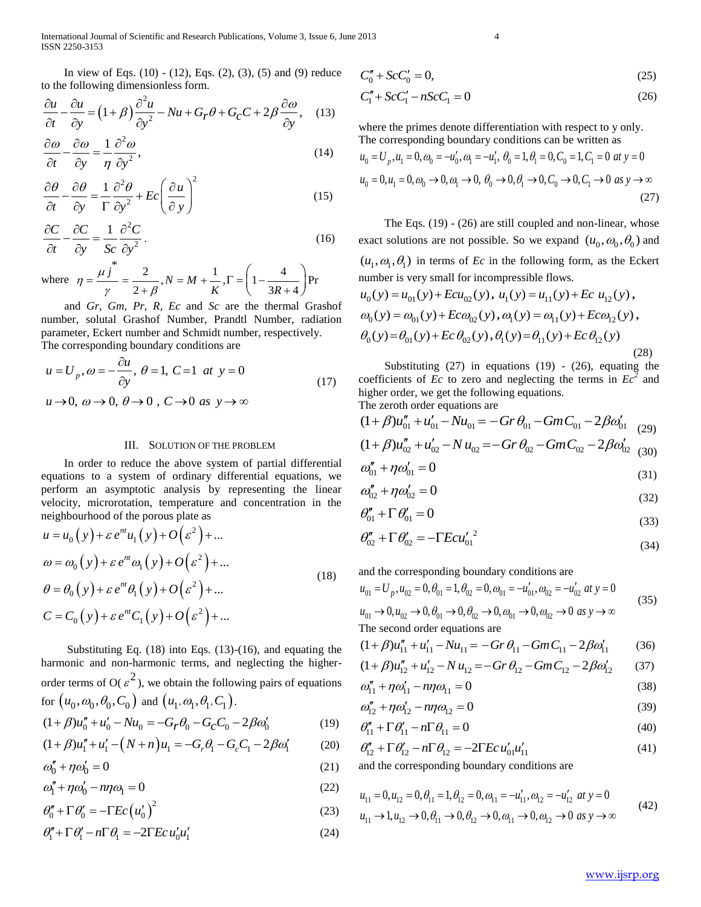In view of Eqs. (10) - (12), Eqs. (2), (3), (5) and (9) reduce to the following dimensionless form.

$$\frac{\partial u}{\partial t}-\frac{\partial u}{\partial y}=\left(1+\beta\right)\frac{\partial^2 u}{\partial y^2}-Nu+G_r\theta+G_C C+2\beta\frac{\partial \omega}{\partial y}, \quad (13)$$

$$\frac{\partial \omega}{\partial t}-\frac{\partial \omega}{\partial y}=\frac{1}{\eta}\frac{\partial^2 \omega}{\partial y^2}, \quad (14)$$

$$\frac{\partial \theta}{\partial t}-\frac{\partial \theta}{\partial y}=\frac{1}{\Gamma}\frac{\partial^2 \theta}{\partial y^2}+Ec\left(\frac{\partial u}{\partial y}\right)^2 \quad (15)$$

$$\frac{\partial C}{\partial t}-\frac{\partial C}{\partial y}=\frac{1}{Sc}\frac{\partial^2 C}{\partial y^2}. \quad (16)$$

where $\eta=\frac{\mu j^*}{\gamma}=\frac{2}{2+\beta}, N=M+\frac{1}{K}, \Gamma=\left(1-\frac{4}{3R+4}\right)\Pr$

and *Gr*, *Gm*, *Pr*, *R*, *Ec* and *Sc* are the thermal Grashof number, solutal Grashof Number, Prandtl Number, radiation parameter, Eckert number and Schmidt number, respectively. The corresponding boundary conditions are

$$u=U_p, \omega=-\frac{\partial u}{\partial y}, \ \theta=1, \ C=1 \ \ at \ \ y=0$$
$$u\to 0, \ \omega\to 0, \ \theta\to 0, \ C\to 0 \ \ as \ \ y\to\infty \quad (17)$$

## III. Solution of the Problem

In order to reduce the above system of partial differential equations to a system of ordinary differential equations, we perform an asymptotic analysis by representing the linear velocity, microrotation, temperature and concentration in the neighbourhood of the porous plate as

$$u=u_0\left(y\right)+\varepsilon e^{nt}u_1\left(y\right)+O\left(\varepsilon^2\right)+...$$
$$\omega=\omega_0\left(y\right)+\varepsilon e^{nt}\omega_1\left(y\right)+O\left(\varepsilon^2\right)+...$$
$$\theta=\theta_0\left(y\right)+\varepsilon e^{nt}\theta_1\left(y\right)+O\left(\varepsilon^2\right)+...$$
$$C=C_0\left(y\right)+\varepsilon e^{nt}C_1\left(y\right)+O\left(\varepsilon^2\right)+... \quad (18)$$

Substituting Eq. (18) into Eqs. (13)-(16), and equating the harmonic and non-harmonic terms, and neglecting the higher-order terms of O($\varepsilon^2$), we obtain the following pairs of equations for $\left(u_0,\omega_0,\theta_0,C_0\right)$ and $\left(u_1,\omega_1,\theta_1,C_1\right)$.

$$(1+\beta)u_0''+u_0'-Nu_0=-G_r\theta_0-G_C C_0-2\beta\omega_0' \quad (19)$$

$$(1+\beta)u_1''+u_1'-\left(N+n\right)u_1=-G_r\theta_1-G_c C_1-2\beta\omega_1' \quad (20)$$

$$\omega_0''+\eta\omega_0'=0 \quad (21)$$

$$\omega_1''+\eta\omega_0'-n\eta\omega_1=0 \quad (22)$$

$$\theta_0''+\Gamma\theta_0'=-\Gamma Ec\left(u_0'\right)^2 \quad (23)$$

$$\theta_1''+\Gamma\theta_1'-n\Gamma\theta_1=-2\Gamma Ec\,u_0'u_1' \quad (24)$$

$$C_0''+ScC_0'=0, \quad (25)$$

$$C_1''+ScC_1'-nScC_1=0 \quad (26)$$

where the primes denote differentiation with respect to y only. The corresponding boundary conditions can be written as

$$u_0=U_p, u_1=0, \omega_0=-u_0', \omega_1=-u_1', \ \theta_0=1, \theta_1=0, C_0=1, C_1=0 \ at \ y=0$$
$$u_0=0, u_1=0, \omega_0\to 0, \omega_1\to 0, \ \theta_0\to 0, \theta_1\to 0, C_0\to 0, C_1\to 0 \ as \ y\to\infty \quad (27)$$

The Eqs. (19) - (26) are still coupled and non-linear, whose exact solutions are not possible. So we expand $(u_0,\omega_0,\theta_0)$ and $(u_1,\omega_1,\theta_1)$ in terms of *Ec* in the following form, as the Eckert number is very small for incompressible flows.

$$u_0(y)=u_{01}(y)+Ecu_{02}(y), \ u_1(y)=u_{11}(y)+Ec\ u_{12}(y),$$
$$\omega_0(y)=\omega_{01}(y)+Ec\omega_{02}(y), \omega_1(y)=\omega_{11}(y)+Ec\omega_{12}(y),$$
$$\theta_0(y)=\theta_{01}(y)+Ec\,\theta_{02}(y), \theta_1(y)=\theta_{11}(y)+Ec\,\theta_{12}(y) \quad (28)$$

Substituting (27) in equations (19) - (26), equating the coefficients of *Ec* to zero and neglecting the terms in $Ec^2$ and higher order, we get the following equations.

The zeroth order equations are

$$(1+\beta)u_{01}''+u_{01}'-Nu_{01}=-Gr\,\theta_{01}-GmC_{01}-2\beta\omega_{01}' \quad (29)$$

$$(1+\beta)u_{02}''+u_{02}'-N\,u_{02}=-Gr\,\theta_{02}-GmC_{02}-2\beta\omega_{02}' \quad (30)$$

$$\omega_{01}''+\eta\omega_{01}'=0 \quad (31)$$

$$\omega_{02}''+\eta\omega_{02}'=0 \quad (32)$$

$$\theta_{01}''+\Gamma\,\theta_{01}'=0 \quad (33)$$

$$\theta_{02}''+\Gamma\theta_{02}'=-\Gamma Ecu_{01}'^{\,2} \quad (34)$$

and the corresponding boundary conditions are

$$u_{01}=U_p, u_{02}=0, \theta_{01}=1, \theta_{02}=0, \omega_{01}=-u_{01}', \omega_{02}=-u_{02}' \ at \ y=0$$
$$u_{01}\to 0, u_{02}\to 0, \theta_{01}\to 0, \theta_{02}\to 0, \omega_{01}\to 0, \omega_{02}\to 0 \ as \ y\to\infty \quad (35)$$

The second order equations are

$$(1+\beta)u_{11}''+u_{11}'-Nu_{11}=-Gr\,\theta_{11}-GmC_{11}-2\beta\omega_{11}' \quad (36)$$

$$(1+\beta)u_{12}''+u_{12}'-N\,u_{12}=-Gr\,\theta_{12}-GmC_{12}-2\beta\omega_{12}' \quad (37)$$

$$\omega_{11}''+\eta\omega_{11}'-n\eta\omega_{11}=0 \quad (38)$$

$$\omega_{12}''+\eta\omega_{12}'-n\eta\omega_{12}=0 \quad (39)$$

$$\theta_{11}''+\Gamma\theta_{11}'-n\Gamma\theta_{11}=0 \quad (40)$$

$$\theta_{12}''+\Gamma\theta_{12}'-n\Gamma\theta_{12}=-2\Gamma Ec\,u_{01}'u_{11}' \quad (41)$$

and the corresponding boundary conditions are

$$u_{11}=0, u_{12}=0, \theta_{11}=1, \theta_{12}=0, \omega_{11}=-u_{11}', \omega_{12}=-u_{12}' \ at \ y=0$$
$$u_{11}\to 1, u_{12}\to 0, \theta_{11}\to 0, \theta_{12}\to 0, \omega_{11}\to 0, \omega_{12}\to 0 \ as \ y\to\infty \quad (42)$$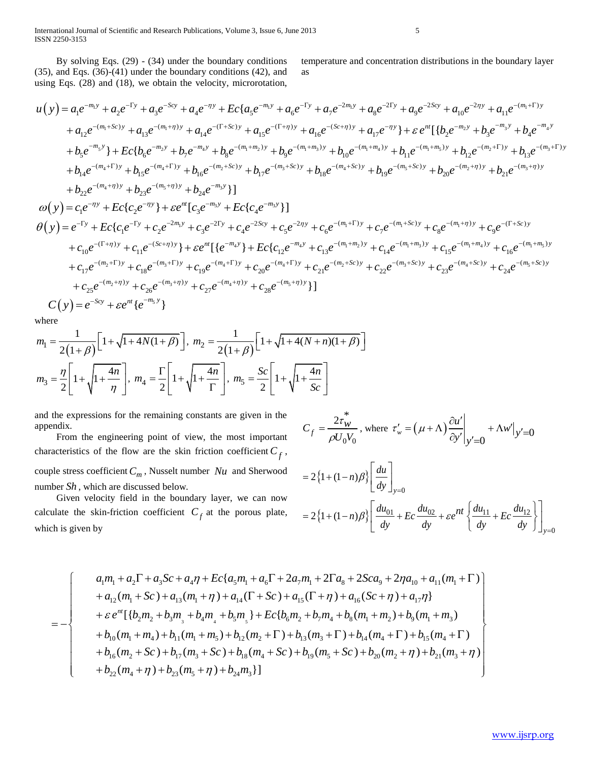By solving Eqs. (29) - (34) under the boundary conditions (35), and Eqs. (36)-(41) under the boundary conditions (42), and using Eqs. (28) and (18), we obtain the velocity, microrotation, temperature and concentration distributions in the boundary layer as

$$
\begin{aligned}
u(y) &= a_1 e^{-m_1 y} + a_2 e^{-\Gamma y} + a_3 e^{-Scy} + a_4 e^{-\eta y} + Ec\{a_5 e^{-m_1 y} + a_6 e^{-\Gamma y} + a_7 e^{-2m_1 y} + a_8 e^{-2\Gamma y} + a_9 e^{-2Scy} + a_{10} e^{-2\eta y} + a_{11} e^{-(m_1+\Gamma)y} \\
&+ a_{12} e^{-(m_1+Sc)y} + a_{13} e^{-(m_1+\eta)y} + a_{14} e^{-(\Gamma+Sc)y} + a_{15} e^{-(\Gamma+\eta)y} + a_{16} e^{-(Sc+\eta)y} + a_{17} e^{-\eta y}\} + \varepsilon e^{nt}[\{b_2 e^{-m_2 y} + b_3 e^{-m_3 y} + b_4 e^{-m_4 y} \\
&+ b_5 e^{-m_5 y}\} + Ec\{b_6 e^{-m_2 y} + b_7 e^{-m_4 y} + b_8 e^{-(m_1+m_2)y} + b_9 e^{-(m_1+m_3)y} + b_{10} e^{-(m_1+m_4)y} + b_{11} e^{-(m_1+m_5)y} + b_{12} e^{-(m_2+\Gamma)y} + b_{13} e^{-(m_3+\Gamma)y} \\
&+ b_{14} e^{-(m_4+\Gamma)y} + b_{15} e^{-(m_4+\Gamma)y} + b_{16} e^{-(m_2+Sc)y} + b_{17} e^{-(m_3+Sc)y} + b_{18} e^{-(m_4+Sc)y} + b_{19} e^{-(m_5+Sc)y} + b_{20} e^{-(m_2+\eta)y} + b_{21} e^{-(m_3+\eta)y} \\
&+ b_{22} e^{-(m_4+\eta)y} + b_{23} e^{-(m_5+\eta)y} + b_{24} e^{-m_3 y}\}] \\
\omega(y) &= c_1 e^{-\eta y} + Ec\{c_2 e^{-\eta y}\} + \varepsilon e^{nt}[c_3 e^{-m_3 y} + Ec\{c_4 e^{-m_3 y}\}] \\
\theta(y) &= e^{-\Gamma y} + Ec\{c_1 e^{-\Gamma y} + c_2 e^{-2m_1 y} + c_3 e^{-2\Gamma y} + c_4 e^{-2Scy} + c_5 e^{-2\eta y} + c_6 e^{-(m_1+\Gamma)y} + c_7 e^{-(m_1+Sc)y} + c_8 e^{-(m_1+\eta)y} + c_9 e^{-(\Gamma+Sc)y} \\
&+ c_{10} e^{-(\Gamma+\eta)y} + c_{11} e^{-(Sc+\eta)y}\} + \varepsilon e^{nt}[\{e^{-m_4 y}\} + Ec\{c_{12} e^{-m_4 y} + c_{13} e^{-(m_1+m_2)y} + c_{14} e^{-(m_1+m_3)y} + c_{15} e^{-(m_1+m_4)y} + c_{16} e^{-(m_1+m_5)y} \\
&+ c_{17} e^{-(m_2+\Gamma)y} + c_{18} e^{-(m_3+\Gamma)y} + c_{19} e^{-(m_4+\Gamma)y} + c_{20} e^{-(m_4+\Gamma)y} + c_{21} e^{-(m_2+Sc)y} + c_{22} e^{-(m_3+Sc)y} + c_{23} e^{-(m_4+Sc)y} + c_{24} e^{-(m_5+Sc)y} \\
&+ c_{25} e^{-(m_2+\eta)y} + c_{26} e^{-(m_3+\eta)y} + c_{27} e^{-(m_4+\eta)y} + c_{28} e^{-(m_5+\eta)y}\}] \\
C(y) &= e^{-Scy} + \varepsilon e^{nt}\{e^{-m_5 y}\}
\end{aligned}
$$

where

$$
m_1 = \frac{1}{2(1+\beta)}\left[1+\sqrt{1+4N(1+\beta)}\right],\ m_2 = \frac{1}{2(1+\beta)}\left[1+\sqrt{1+4(N+n)(1+\beta)}\right]
$$

$$
m_3 = \frac{\eta}{2}\left[1+\sqrt{1+\frac{4n}{\eta}}\right],\ m_4 = \frac{\Gamma}{2}\left[1+\sqrt{1+\frac{4n}{\Gamma}}\right],\ m_5 = \frac{Sc}{2}\left[1+\sqrt{1+\frac{4n}{Sc}}\right]
$$

and the expressions for the remaining constants are given in the appendix.

From the engineering point of view, the most important characteristics of the flow are the skin friction coefficient $C_f$, couple stress coefficient $C_m$, Nusselt number $Nu$ and Sherwood number $Sh$, which are discussed below.

Given velocity field in the boundary layer, we can now calculate the skin-friction coefficient $C_f$ at the porous plate, which is given by

$$
C_f = \frac{2\tau_w^*}{\rho U_0 V_0},\ \text{where}\ \tau_w' = (\mu+\Lambda)\left.\frac{\partial u'}{\partial y'}\right|_{y'=0} + \Lambda w'\Big|_{y'=0}
$$

$$
= 2\{1+(1-n)\beta\}\left[\frac{du}{dy}\right]_{y=0}
$$

$$
= 2\{1+(1-n)\beta\}\left[\frac{du_{01}}{dy} + Ec\frac{du_{02}}{dy} + \varepsilon e^{nt}\left\{\frac{du_{11}}{dy} + Ec\frac{du_{12}}{dy}\right\}\right]_{y=0}
$$

$$
= -\left\{
\begin{aligned}
& a_1 m_1 + a_2\Gamma + a_3 Sc + a_4\eta + Ec\{a_5 m_1 + a_6\Gamma + 2a_7 m_1 + 2\Gamma a_8 + 2Sc a_9 + 2\eta a_{10} + a_{11}(m_1+\Gamma) \\
& + a_{12}(m_1+Sc) + a_{13}(m_1+\eta) + a_{14}(\Gamma+Sc) + a_{15}(\Gamma+\eta) + a_{16}(Sc+\eta) + a_{17}\eta\} \\
& + \varepsilon e^{nt}[\{b_2 m_2 + b_3 m_3 + b_4 m_4 + b_5 m_5\} + Ec\{b_6 m_2 + b_7 m_4 + b_8(m_1+m_2) + b_9(m_1+m_3) \\
& + b_{10}(m_1+m_4) + b_{11}(m_1+m_5) + b_{12}(m_2+\Gamma) + b_{13}(m_3+\Gamma) + b_{14}(m_4+\Gamma) + b_{15}(m_4+\Gamma) \\
& + b_{16}(m_2+Sc) + b_{17}(m_3+Sc) + b_{18}(m_4+Sc) + b_{19}(m_5+Sc) + b_{20}(m_2+\eta) + b_{21}(m_3+\eta) \\
& + b_{22}(m_4+\eta) + b_{23}(m_5+\eta) + b_{24}m_3\}]
\end{aligned}
\right\}
$$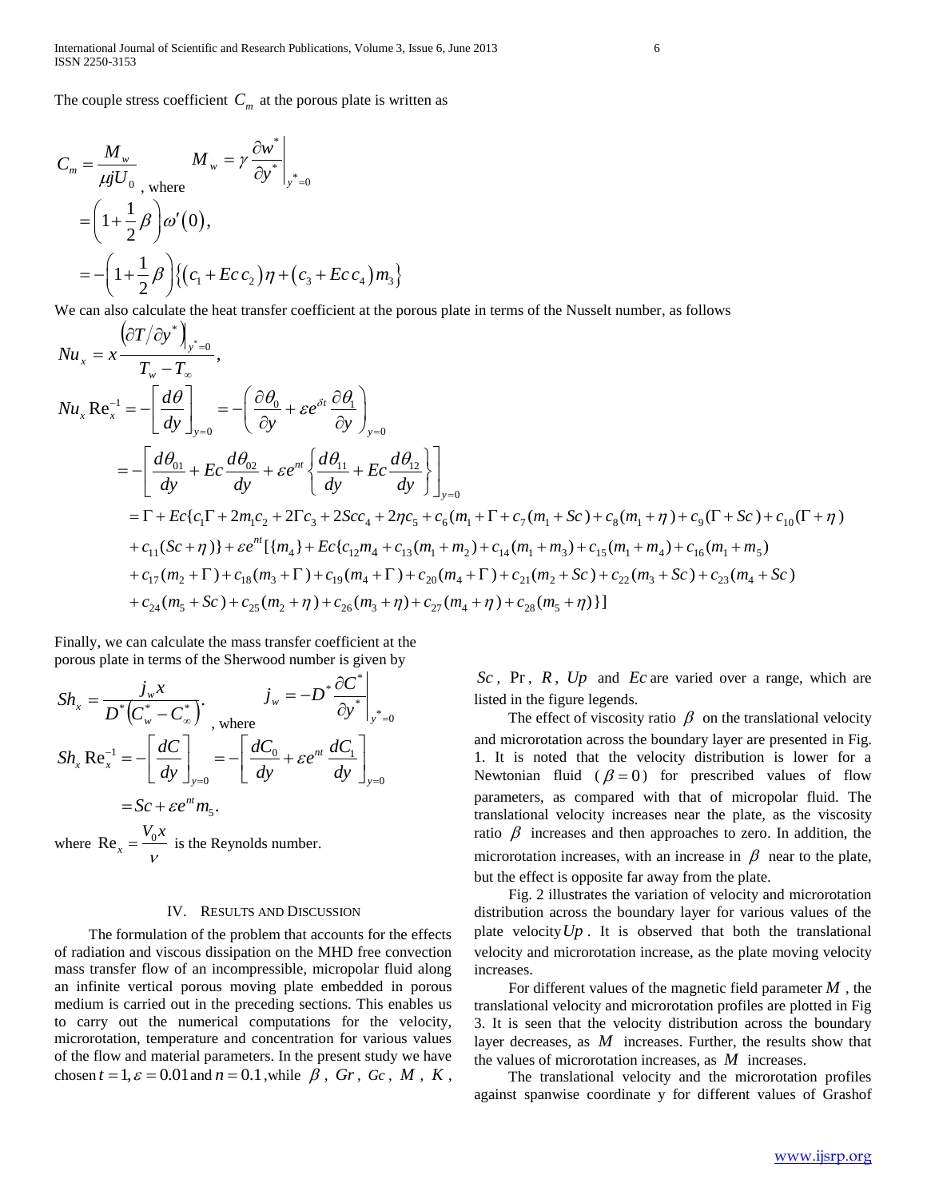The couple stress coefficient $C_m$ at the porous plate is written as

$$C_m = \frac{M_w}{\mu j U_0}, \text{ where } \quad M_w = \gamma \left. \frac{\partial w^*}{\partial y^*} \right|_{y^*=0}$$

$$= \left(1 + \frac{1}{2}\beta\right)\omega'(0),$$

$$= -\left(1 + \frac{1}{2}\beta\right)\left\{ \left(c_1 + Ec\, c_2\right)\eta + \left(c_3 + Ec\, c_4\right)m_3 \right\}$$

We can also calculate the heat transfer coefficient at the porous plate in terms of the Nusselt number, as follows

$$Nu_x = x \frac{\left(\partial T / \partial y^*\right)_{y^*=0}}{T_w - T_\infty},$$

$$Nu_x \operatorname{Re}_x^{-1} = -\left[\frac{d\theta}{dy}\right]_{y=0} = -\left(\frac{\partial \theta_0}{\partial y} + \varepsilon e^{\delta t} \frac{\partial \theta_1}{\partial y}\right)_{y=0}$$

$$= -\left[\frac{d\theta_{01}}{dy} + Ec \frac{d\theta_{02}}{dy} + \varepsilon e^{nt}\left\{\frac{d\theta_{11}}{dy} + Ec \frac{d\theta_{12}}{dy}\right\}\right]_{y=0}$$

$$= \Gamma + Ec\{c_1\Gamma + 2m_1c_2 + 2\Gamma c_3 + 2Scc_4 + 2\eta c_5 + c_6(m_1 + \Gamma + c_7(m_1 + Sc) + c_8(m_1 + \eta) + c_9(\Gamma + Sc) + c_{10}(\Gamma + \eta)$$
$$+ c_{11}(Sc + \eta)\} + \varepsilon e^{nt}[\{m_4\} + Ec\{c_{12}m_4 + c_{13}(m_1 + m_2) + c_{14}(m_1 + m_3) + c_{15}(m_1 + m_4) + c_{16}(m_1 + m_5)$$
$$+ c_{17}(m_2 + \Gamma) + c_{18}(m_3 + \Gamma) + c_{19}(m_4 + \Gamma) + c_{20}(m_4 + \Gamma) + c_{21}(m_2 + Sc) + c_{22}(m_3 + Sc) + c_{23}(m_4 + Sc)$$
$$+ c_{24}(m_5 + Sc) + c_{25}(m_2 + \eta) + c_{26}(m_3 + \eta) + c_{27}(m_4 + \eta) + c_{28}(m_5 + \eta)\}]$$

Finally, we can calculate the mass transfer coefficient at the porous plate in terms of the Sherwood number is given by

$$Sh_x = \frac{j_w x}{D^*\left(C_w^* - C_\infty^*\right)}, \text{ where } \quad j_w = -D^* \left. \frac{\partial C^*}{\partial y^*} \right|_{y^*=0}$$

$$Sh_x \operatorname{Re}_x^{-1} = -\left[\frac{dC}{dy}\right]_{y=0} = -\left[\frac{dC_0}{dy} + \varepsilon e^{nt} \frac{dC_1}{dy}\right]_{y=0}$$

$$= Sc + \varepsilon e^{nt} m_5.$$

where $\operatorname{Re}_x = \frac{V_0 x}{\nu}$ is the Reynolds number.

## IV. Results and Discussion

The formulation of the problem that accounts for the effects of radiation and viscous dissipation on the MHD free convection mass transfer flow of an incompressible, micropolar fluid along an infinite vertical porous moving plate embedded in porous medium is carried out in the preceding sections. This enables us to carry out the numerical computations for the velocity, microrotation, temperature and concentration for various values of the flow and material parameters. In the present study we have chosen $t = 1, \varepsilon = 0.01$ and $n = 0.1$, while $\beta$, $Gr$, $Gc$, $M$, $K$, $Sc$, $\Pr$, $R$, $Up$ and $Ec$ are varied over a range, which are listed in the figure legends.

The effect of viscosity ratio $\beta$ on the translational velocity and microrotation across the boundary layer are presented in Fig. 1. It is noted that the velocity distribution is lower for a Newtonian fluid ($\beta = 0$) for prescribed values of flow parameters, as compared with that of micropolar fluid. The translational velocity increases near the plate, as the viscosity ratio $\beta$ increases and then approaches to zero. In addition, the microrotation increases, with an increase in $\beta$ near to the plate, but the effect is opposite far away from the plate.

Fig. 2 illustrates the variation of velocity and microrotation distribution across the boundary layer for various values of the plate velocity $Up$. It is observed that both the translational velocity and microrotation increase, as the plate moving velocity increases.

For different values of the magnetic field parameter $M$, the translational velocity and microrotation profiles are plotted in Fig 3. It is seen that the velocity distribution across the boundary layer decreases, as $M$ increases. Further, the results show that the values of microrotation increases, as $M$ increases.

The translational velocity and the microrotation profiles against spanwise coordinate y for different values of Grashof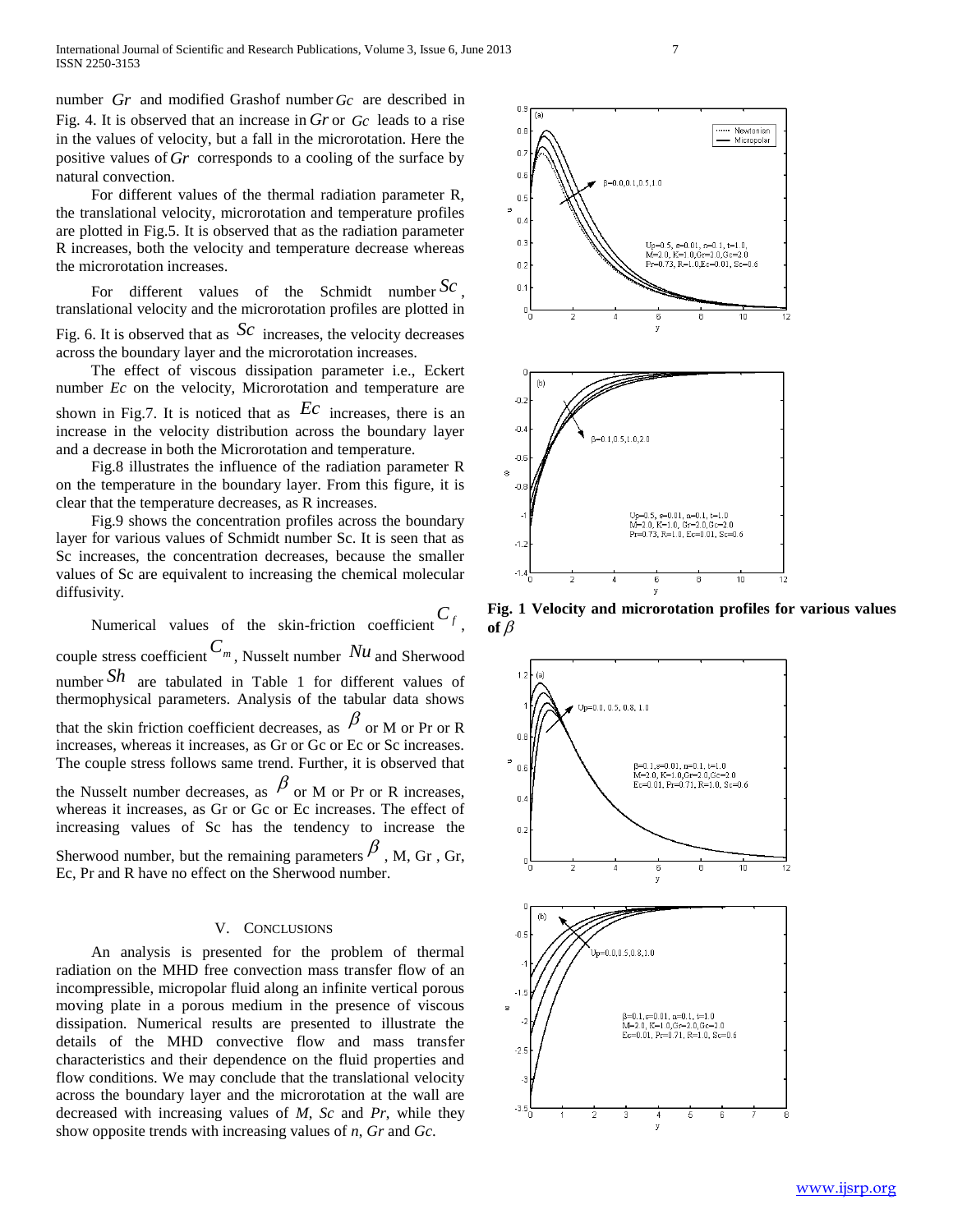number $Gr$ and modified Grashof number $Gc$ are described in Fig. 4. It is observed that an increase in $Gr$ or $Gc$ leads to a rise in the values of velocity, but a fall in the microrotation. Here the positive values of $Gr$ corresponds to a cooling of the surface by natural convection.

For different values of the thermal radiation parameter R, the translational velocity, microrotation and temperature profiles are plotted in Fig.5. It is observed that as the radiation parameter R increases, both the velocity and temperature decrease whereas the microrotation increases.

For different values of the Schmidt number $Sc$, translational velocity and the microrotation profiles are plotted in Fig. 6. It is observed that as $Sc$ increases, the velocity decreases across the boundary layer and the microrotation increases.

The effect of viscous dissipation parameter i.e., Eckert number *Ec* on the velocity, Microrotation and temperature are shown in Fig.7. It is noticed that as $Ec$ increases, there is an increase in the velocity distribution across the boundary layer and a decrease in both the Microrotation and temperature.

Fig.8 illustrates the influence of the radiation parameter R on the temperature in the boundary layer. From this figure, it is clear that the temperature decreases, as R increases.

Fig.9 shows the concentration profiles across the boundary layer for various values of Schmidt number Sc. It is seen that as Sc increases, the concentration decreases, because the smaller values of Sc are equivalent to increasing the chemical molecular diffusivity.

Numerical values of the skin-friction coefficient $C_f$, couple stress coefficient $C_m$, Nusselt number $Nu$ and Sherwood number $Sh$ are tabulated in Table 1 for different values of thermophysical parameters. Analysis of the tabular data shows that the skin friction coefficient decreases, as $\beta$ or M or Pr or R increases, whereas it increases, as Gr or Gc or Ec or Sc increases. The couple stress follows same trend. Further, it is observed that the Nusselt number decreases, as $\beta$ or M or Pr or R increases, whereas it increases, as Gr or Gc or Ec increases. The effect of increasing values of Sc has the tendency to increase the Sherwood number, but the remaining parameters $\beta$, M, Gr , Gr, Ec, Pr and R have no effect on the Sherwood number.

## V. Conclusions

An analysis is presented for the problem of thermal radiation on the MHD free convection mass transfer flow of an incompressible, micropolar fluid along an infinite vertical porous moving plate in a porous medium in the presence of viscous dissipation. Numerical results are presented to illustrate the details of the MHD convective flow and mass transfer characteristics and their dependence on the fluid properties and flow conditions. We may conclude that the translational velocity across the boundary layer and the microrotation at the wall are decreased with increasing values of *M*, *Sc* and *Pr*, while they show opposite trends with increasing values of *n*, *Gr* and *Gc*.

**Fig. 1 Velocity and microrotation profiles for various values of $\beta$**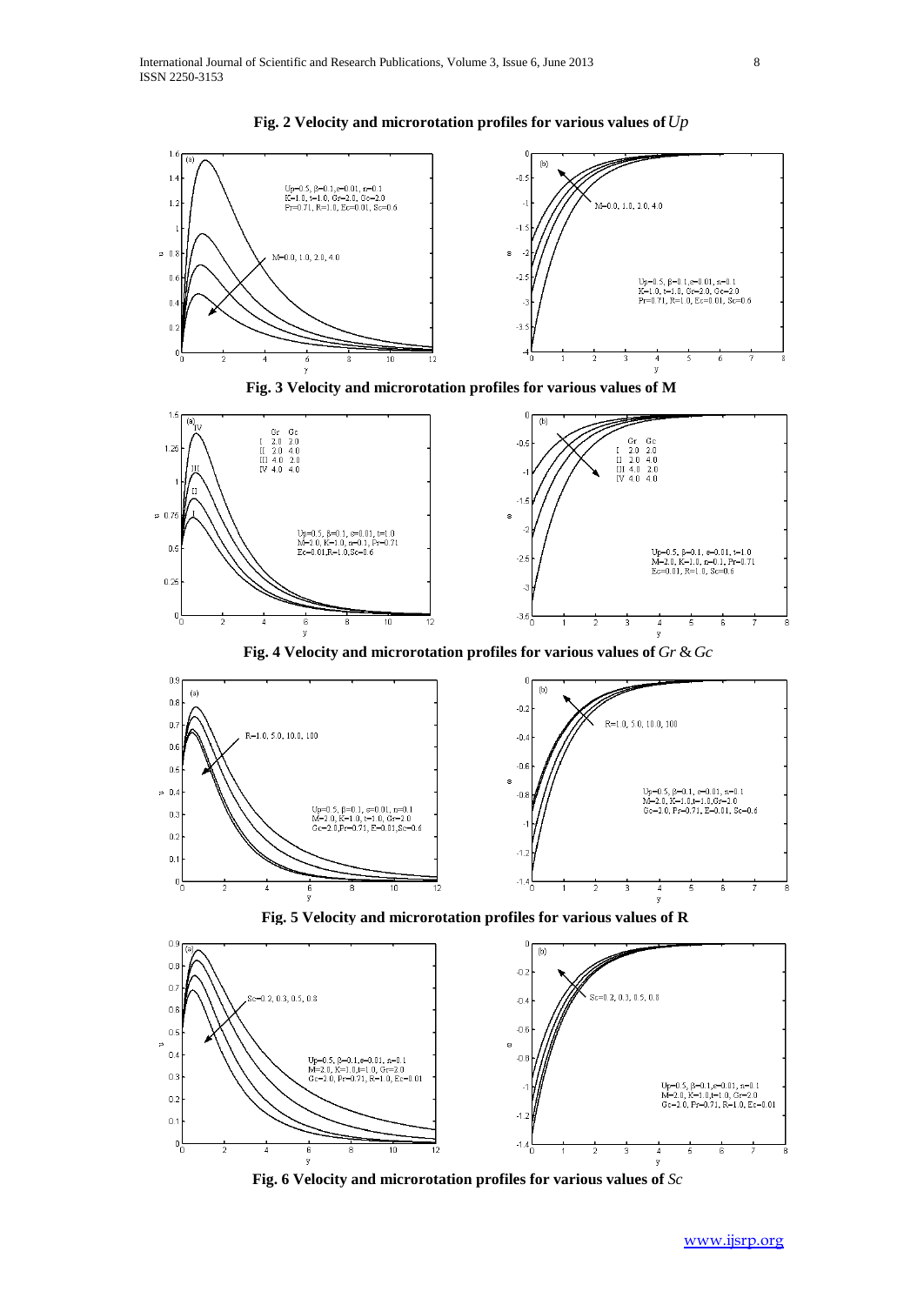**Fig. 2 Velocity and microrotation profiles for various values of** $Up$

**Fig. 3 Velocity and microrotation profiles for various values of M**

**Fig. 4 Velocity and microrotation profiles for various values of** $Gr$ **&** $Gc$

**Fig. 5 Velocity and microrotation profiles for various values of R**

**Fig. 6 Velocity and microrotation profiles for various values of** $Sc$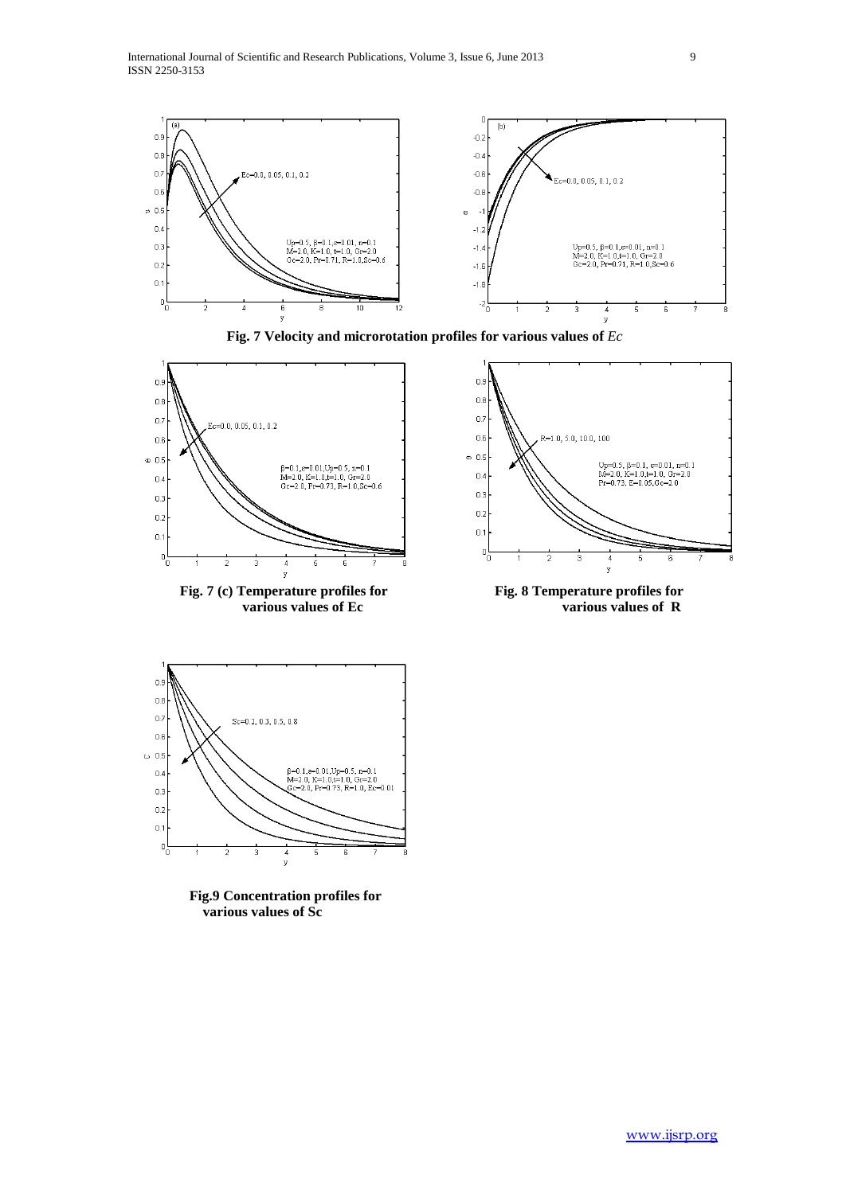**Fig. 7 Velocity and microrotation profiles for various values of *Ec***

**Fig. 7 (c) Temperature profiles for various values of Ec**

**Fig. 8 Temperature profiles for various values of R**

**Fig.9 Concentration profiles for various values of Sc**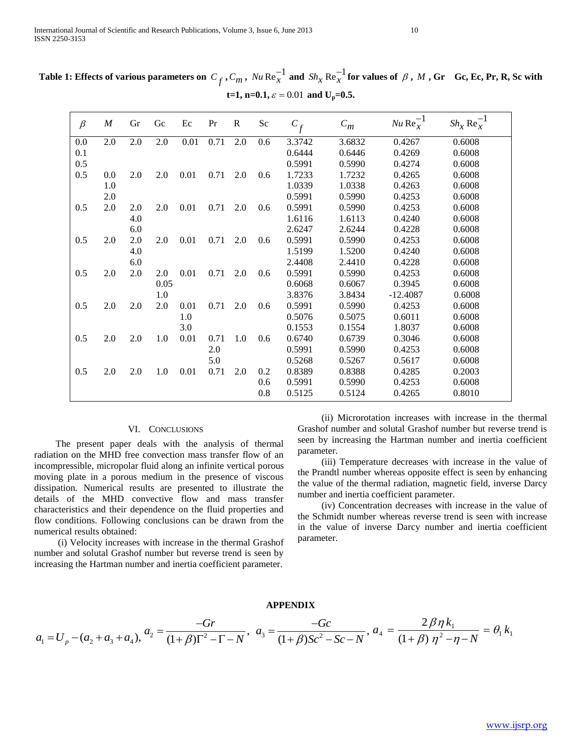**Table 1: Effects of various parameters on $C_f$, $C_m$, $Nu\,\mathrm{Re}_x^{-1}$ and $Sh_x\,\mathrm{Re}_x^{-1}$ for values of $\beta$, $M$, Gr Gc, Ec, Pr, R, Sc with t=1, n=0.1, $\varepsilon = 0.01$ and $U_p$=0.5.**

| $\beta$ | $M$ | Gr | Gc | Ec | Pr | R | Sc | $C_f$ | $C_m$ | $Nu\,\mathrm{Re}_x^{-1}$ | $Sh_x\,\mathrm{Re}_x^{-1}$ |
|---|---|---|---|---|---|---|---|---|---|---|---|
| 0.0 | 2.0 | 2.0 | 2.0 | 0.01 | 0.71 | 2.0 | 0.6 | 3.3742 | 3.6832 | 0.4267 | 0.6008 |
| 0.1 | | | | | | | | 0.6444 | 0.6446 | 0.4269 | 0.6008 |
| 0.5 | | | | | | | | 0.5991 | 0.5990 | 0.4274 | 0.6008 |
| 0.5 | 0.0 | 2.0 | 2.0 | 0.01 | 0.71 | 2.0 | 0.6 | 1.7233 | 1.7232 | 0.4265 | 0.6008 |
| | 1.0 | | | | | | | 1.0339 | 1.0338 | 0.4263 | 0.6008 |
| | 2.0 | | | | | | | 0.5991 | 0.5990 | 0.4253 | 0.6008 |
| 0.5 | 2.0 | 2.0 | 2.0 | 0.01 | 0.71 | 2.0 | 0.6 | 0.5991 | 0.5990 | 0.4253 | 0.6008 |
| | | 4.0 | | | | | | 1.6116 | 1.6113 | 0.4240 | 0.6008 |
| | | 6.0 | | | | | | 2.6247 | 2.6244 | 0.4228 | 0.6008 |
| 0.5 | 2.0 | 2.0 | 2.0 | 0.01 | 0.71 | 2.0 | 0.6 | 0.5991 | 0.5990 | 0.4253 | 0.6008 |
| | | 4.0 | | | | | | 1.5199 | 1.5200 | 0.4240 | 0.6008 |
| | | 6.0 | | | | | | 2.4408 | 2.4410 | 0.4228 | 0.6008 |
| 0.5 | 2.0 | 2.0 | 2.0 | 0.01 | 0.71 | 2.0 | 0.6 | 0.5991 | 0.5990 | 0.4253 | 0.6008 |
| | | | 0.05 | | | | | 0.6068 | 0.6067 | 0.3945 | 0.6008 |
| | | | 1.0 | | | | | 3.8376 | 3.8434 | -12.4087 | 0.6008 |
| 0.5 | 2.0 | 2.0 | 2.0 | 0.01 | 0.71 | 2.0 | 0.6 | 0.5991 | 0.5990 | 0.4253 | 0.6008 |
| | | | | 1.0 | | | | 0.5076 | 0.5075 | 0.6011 | 0.6008 |
| | | | | 3.0 | | | | 0.1553 | 0.1554 | 1.8037 | 0.6008 |
| 0.5 | 2.0 | 2.0 | 1.0 | 0.01 | 0.71 | 1.0 | 0.6 | 0.6740 | 0.6739 | 0.3046 | 0.6008 |
| | | | | | | 2.0 | | 0.5991 | 0.5990 | 0.4253 | 0.6008 |
| | | | | | | 5.0 | | 0.5268 | 0.5267 | 0.5617 | 0.6008 |
| 0.5 | 2.0 | 2.0 | 1.0 | 0.01 | 0.71 | 2.0 | 0.2 | 0.8389 | 0.8388 | 0.4285 | 0.2003 |
| | | | | | | | 0.6 | 0.5991 | 0.5990 | 0.4253 | 0.6008 |
| | | | | | | | 0.8 | 0.5125 | 0.5124 | 0.4265 | 0.8010 |

## VI. Conclusions

The present paper deals with the analysis of thermal radiation on the MHD free convection mass transfer flow of an incompressible, micropolar fluid along an infinite vertical porous moving plate in a porous medium in the presence of viscous dissipation. Numerical results are presented to illustrate the details of the MHD convective flow and mass transfer characteristics and their dependence on the fluid properties and flow conditions. Following conclusions can be drawn from the numerical results obtained:

(i) Velocity increases with increase in the thermal Grashof number and solutal Grashof number but reverse trend is seen by increasing the Hartman number and inertia coefficient parameter.

(ii) Microrotation increases with increase in the thermal Grashof number and solutal Grashof number but reverse trend is seen by increasing the Hartman number and inertia coefficient parameter.

(iii) Temperature decreases with increase in the value of the Prandtl number whereas opposite effect is seen by enhancing the value of the thermal radiation, magnetic field, inverse Darcy number and inertia coefficient parameter.

(iv) Concentration decreases with increase in the value of the Schmidt number whereas reverse trend is seen with increase in the value of inverse Darcy number and inertia coefficient parameter.

## APPENDIX

$$a_1 = U_p - (a_2 + a_3 + a_4),\ a_2 = \frac{-Gr}{(1+\beta)\Gamma^2 - \Gamma - N},\ a_3 = \frac{-Gc}{(1+\beta)Sc^2 - Sc - N},\ a_4 = \frac{2\beta\eta k_1}{(1+\beta)\,\eta^2 - \eta - N} = \theta_1 k_1$$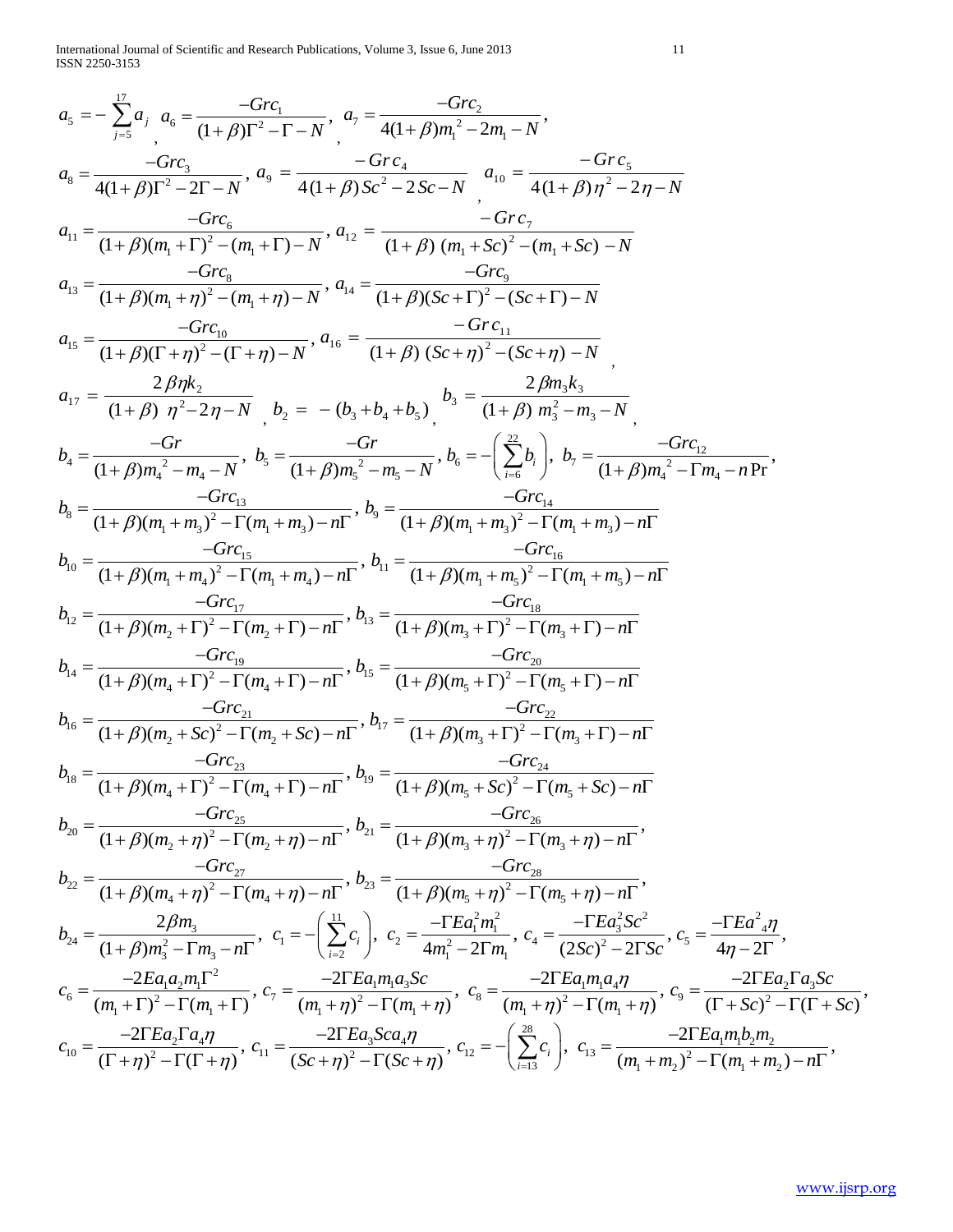$$a_5 = -\sum_{j=5}^{17} a_j, \quad a_6 = \frac{-Grc_1}{(1+\beta)\Gamma^2 - \Gamma - N}, \quad a_7 = \frac{-Grc_2}{4(1+\beta)m_1^{\,2} - 2m_1 - N},$$

$$a_8 = \frac{-Grc_3}{4(1+\beta)\Gamma^2 - 2\Gamma - N}, \quad a_9 = \frac{-Gr\,c_4}{4(1+\beta)\,Sc^2 - 2\,Sc - N}, \quad a_{10} = \frac{-Gr\,c_5}{4(1+\beta)\,\eta^2 - 2\,\eta - N}$$

$$a_{11} = \frac{-Grc_6}{(1+\beta)(m_1+\Gamma)^2 - (m_1+\Gamma) - N}, \quad a_{12} = \frac{-Gr\,c_7}{(1+\beta)\,(m_1+Sc)^2 - (m_1+Sc) - N}$$

$$a_{13} = \frac{-Grc_8}{(1+\beta)(m_1+\eta)^2 - (m_1+\eta) - N}, \quad a_{14} = \frac{-Grc_9}{(1+\beta)(Sc+\Gamma)^2 - (Sc+\Gamma) - N}$$

$$a_{15} = \frac{-Grc_{10}}{(1+\beta)(\Gamma+\eta)^2 - (\Gamma+\eta) - N}, \quad a_{16} = \frac{-Gr\,c_{11}}{(1+\beta)\,(Sc+\eta)^2 - (Sc+\eta) - N},$$

$$a_{17} = \frac{2\,\beta\eta k_2}{(1+\beta)\;\eta^2 - 2\eta - N}, \quad b_2 = -(b_3 + b_4 + b_5), \quad b_3 = \frac{2\,\beta m_3 k_3}{(1+\beta)\;m_3^2 - m_3 - N},$$

$$b_4 = \frac{-Gr}{(1+\beta)m_4^{\,2} - m_4 - N}, \quad b_5 = \frac{-Gr}{(1+\beta)m_5^{\,2} - m_5 - N}, \quad b_6 = -\left(\sum_{i=6}^{22} b_i\right), \quad b_7 = \frac{-Grc_{12}}{(1+\beta)m_4^{\,2} - \Gamma m_4 - n\Pr},$$

$$b_8 = \frac{-Grc_{13}}{(1+\beta)(m_1+m_3)^2 - \Gamma(m_1+m_3) - n\Gamma}, \quad b_9 = \frac{-Grc_{14}}{(1+\beta)(m_1+m_3)^2 - \Gamma(m_1+m_3) - n\Gamma}$$

$$b_{10} = \frac{-Grc_{15}}{(1+\beta)(m_1+m_4)^2 - \Gamma(m_1+m_4) - n\Gamma}, \quad b_{11} = \frac{-Grc_{16}}{(1+\beta)(m_1+m_5)^2 - \Gamma(m_1+m_5) - n\Gamma}$$

$$b_{12} = \frac{-Grc_{17}}{(1+\beta)(m_2+\Gamma)^2 - \Gamma(m_2+\Gamma) - n\Gamma}, \quad b_{13} = \frac{-Grc_{18}}{(1+\beta)(m_3+\Gamma)^2 - \Gamma(m_3+\Gamma) - n\Gamma}$$

$$b_{14} = \frac{-Grc_{19}}{(1+\beta)(m_4+\Gamma)^2 - \Gamma(m_4+\Gamma) - n\Gamma}, \quad b_{15} = \frac{-Grc_{20}}{(1+\beta)(m_5+\Gamma)^2 - \Gamma(m_5+\Gamma) - n\Gamma}$$

$$b_{16} = \frac{-Grc_{21}}{(1+\beta)(m_2+Sc)^2 - \Gamma(m_2+Sc) - n\Gamma}, \quad b_{17} = \frac{-Grc_{22}}{(1+\beta)(m_3+\Gamma)^2 - \Gamma(m_3+\Gamma) - n\Gamma}$$

$$b_{18} = \frac{-Grc_{23}}{(1+\beta)(m_4+\Gamma)^2 - \Gamma(m_4+\Gamma) - n\Gamma}, \quad b_{19} = \frac{-Grc_{24}}{(1+\beta)(m_5+Sc)^2 - \Gamma(m_5+Sc) - n\Gamma}$$

$$b_{20} = \frac{-Grc_{25}}{(1+\beta)(m_2+\eta)^2 - \Gamma(m_2+\eta) - n\Gamma}, \quad b_{21} = \frac{-Grc_{26}}{(1+\beta)(m_3+\eta)^2 - \Gamma(m_3+\eta) - n\Gamma},$$

$$b_{22} = \frac{-Grc_{27}}{(1+\beta)(m_4+\eta)^2 - \Gamma(m_4+\eta) - n\Gamma}, \quad b_{23} = \frac{-Grc_{28}}{(1+\beta)(m_5+\eta)^2 - \Gamma(m_5+\eta) - n\Gamma},$$

$$b_{24} = \frac{2\beta m_3}{(1+\beta)m_3^2 - \Gamma m_3 - n\Gamma}, \quad c_1 = -\left(\sum_{i=2}^{11} c_i\right), \quad c_2 = \frac{-\Gamma E a_1^2 m_1^2}{4m_1^2 - 2\Gamma m_1}, \quad c_4 = \frac{-\Gamma E a_3^2 Sc^2}{(2Sc)^2 - 2\Gamma Sc}, \quad c_5 = \frac{-\Gamma E a^2{}_4 \eta}{4\eta - 2\Gamma},$$

$$c_6 = \frac{-2Ea_1 a_2 m_1 \Gamma^2}{(m_1+\Gamma)^2 - \Gamma(m_1+\Gamma)}, \quad c_7 = \frac{-2\Gamma E a_1 m_1 a_3 Sc}{(m_1+\eta)^2 - \Gamma(m_1+\eta)}, \quad c_8 = \frac{-2\Gamma E a_1 m_1 a_4 \eta}{(m_1+\eta)^2 - \Gamma(m_1+\eta)}, \quad c_9 = \frac{-2\Gamma E a_2 \Gamma a_3 Sc}{(\Gamma+Sc)^2 - \Gamma(\Gamma+Sc)},$$

$$c_{10} = \frac{-2\Gamma E a_2 \Gamma a_4 \eta}{(\Gamma+\eta)^2 - \Gamma(\Gamma+\eta)}, \quad c_{11} = \frac{-2\Gamma E a_3 Sc a_4 \eta}{(Sc+\eta)^2 - \Gamma(Sc+\eta)}, \quad c_{12} = -\left(\sum_{i=13}^{28} c_i\right), \quad c_{13} = \frac{-2\Gamma E a_1 m_1 b_2 m_2}{(m_1+m_2)^2 - \Gamma(m_1+m_2) - n\Gamma},$$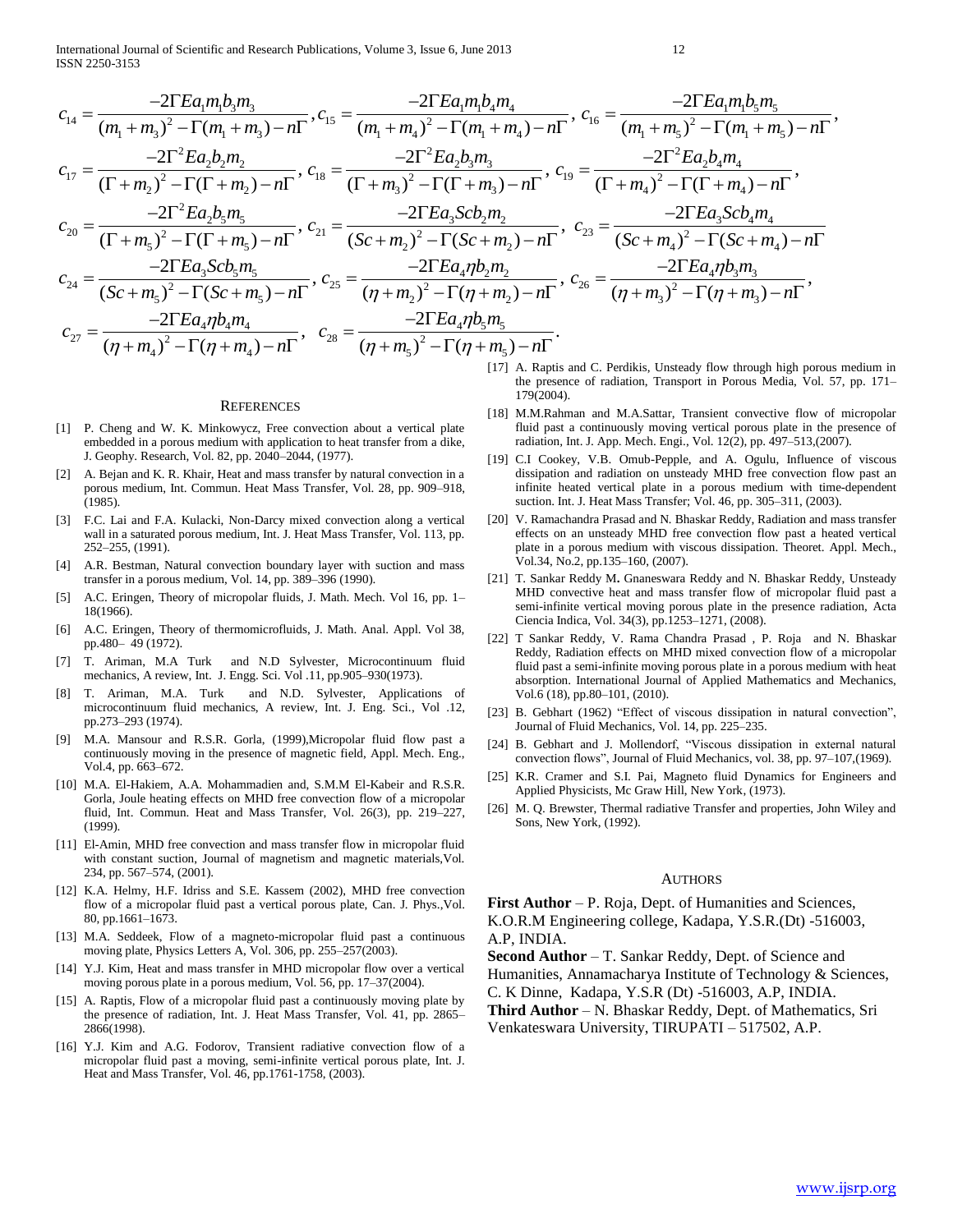$$c_{14} = \frac{-2\Gamma E a_1 m_1 b_3 m_3}{(m_1+m_3)^2 - \Gamma(m_1+m_3) - n\Gamma}, c_{15} = \frac{-2\Gamma E a_1 m_1 b_4 m_4}{(m_1+m_4)^2 - \Gamma(m_1+m_4) - n\Gamma}, c_{16} = \frac{-2\Gamma E a_1 m_1 b_5 m_5}{(m_1+m_5)^2 - \Gamma(m_1+m_5) - n\Gamma},$$

$$c_{17} = \frac{-2\Gamma^2 E a_2 b_2 m_2}{(\Gamma+m_2)^2 - \Gamma(\Gamma+m_2) - n\Gamma}, c_{18} = \frac{-2\Gamma^2 E a_2 b_3 m_3}{(\Gamma+m_3)^2 - \Gamma(\Gamma+m_3) - n\Gamma}, c_{19} = \frac{-2\Gamma^2 E a_2 b_4 m_4}{(\Gamma+m_4)^2 - \Gamma(\Gamma+m_4) - n\Gamma},$$

$$c_{20} = \frac{-2\Gamma^2 E a_2 b_5 m_5}{(\Gamma+m_5)^2 - \Gamma(\Gamma+m_5) - n\Gamma}, c_{21} = \frac{-2\Gamma E a_3 Sc b_2 m_2}{(Sc+m_2)^2 - \Gamma(Sc+m_2) - n\Gamma}, c_{23} = \frac{-2\Gamma E a_3 Sc b_4 m_4}{(Sc+m_4)^2 - \Gamma(Sc+m_4) - n\Gamma}$$

$$c_{24} = \frac{-2\Gamma E a_3 Sc b_5 m_5}{(Sc+m_5)^2 - \Gamma(Sc+m_5) - n\Gamma}, c_{25} = \frac{-2\Gamma E a_4 \eta b_2 m_2}{(\eta+m_2)^2 - \Gamma(\eta+m_2) - n\Gamma}, c_{26} = \frac{-2\Gamma E a_4 \eta b_3 m_3}{(\eta+m_3)^2 - \Gamma(\eta+m_3) - n\Gamma},$$

$$c_{27} = \frac{-2\Gamma E a_4 \eta b_4 m_4}{(\eta+m_4)^2 - \Gamma(\eta+m_4) - n\Gamma}, \quad c_{28} = \frac{-2\Gamma E a_4 \eta b_5 m_5}{(\eta+m_5)^2 - \Gamma(\eta+m_5) - n\Gamma}.$$

## REFERENCES

[1] P. Cheng and W. K. Minkowycz, Free convection about a vertical plate embedded in a porous medium with application to heat transfer from a dike, J. Geophy. Research, Vol. 82, pp. 2040–2044, (1977).

[2] A. Bejan and K. R. Khair, Heat and mass transfer by natural convection in a porous medium, Int. Commun. Heat Mass Transfer, Vol. 28, pp. 909–918, (1985).

[3] F.C. Lai and F.A. Kulacki, Non-Darcy mixed convection along a vertical wall in a saturated porous medium, Int. J. Heat Mass Transfer, Vol. 113, pp. 252–255, (1991).

[4] A.R. Bestman, Natural convection boundary layer with suction and mass transfer in a porous medium, Vol. 14, pp. 389–396 (1990).

[5] A.C. Eringen, Theory of micropolar fluids, J. Math. Mech. Vol 16, pp. 1–18(1966).

[6] A.C. Eringen, Theory of thermomicrofluids, J. Math. Anal. Appl. Vol 38, pp.480– 49 (1972).

[7] T. Ariman, M.A Turk and N.D Sylvester, Microcontinuum fluid mechanics, A review, Int. J. Engg. Sci. Vol .11, pp.905–930(1973).

[8] T. Ariman, M.A. Turk and N.D. Sylvester, Applications of microcontinuum fluid mechanics, A review, Int. J. Eng. Sci., Vol .12, pp.273–293 (1974).

[9] M.A. Mansour and R.S.R. Gorla, (1999),Micropolar fluid flow past a continuously moving in the presence of magnetic field, Appl. Mech. Eng., Vol.4, pp. 663–672.

[10] M.A. El-Hakiem, A.A. Mohammadien and, S.M.M El-Kabeir and R.S.R. Gorla, Joule heating effects on MHD free convection flow of a micropolar fluid, Int. Commun. Heat and Mass Transfer, Vol. 26(3), pp. 219–227, (1999).

[11] El-Amin, MHD free convection and mass transfer flow in micropolar fluid with constant suction, Journal of magnetism and magnetic materials,Vol. 234, pp. 567–574, (2001).

[12] K.A. Helmy, H.F. Idriss and S.E. Kassem (2002), MHD free convection flow of a micropolar fluid past a vertical porous plate, Can. J. Phys.,Vol. 80, pp.1661–1673.

[13] M.A. Seddeek, Flow of a magneto-micropolar fluid past a continuous moving plate, Physics Letters A, Vol. 306, pp. 255–257(2003).

[14] Y.J. Kim, Heat and mass transfer in MHD micropolar flow over a vertical moving porous plate in a porous medium, Vol. 56, pp. 17–37(2004).

[15] A. Raptis, Flow of a micropolar fluid past a continuously moving plate by the presence of radiation, Int. J. Heat Mass Transfer, Vol. 41, pp. 2865–2866(1998).

[16] Y.J. Kim and A.G. Fodorov, Transient radiative convection flow of a micropolar fluid past a moving, semi-infinite vertical porous plate, Int. J. Heat and Mass Transfer, Vol. 46, pp.1761-1758, (2003).

[17] A. Raptis and C. Perdikis, Unsteady flow through high porous medium in the presence of radiation, Transport in Porous Media, Vol. 57, pp. 171–179(2004).

[18] M.M.Rahman and M.A.Sattar, Transient convective flow of micropolar fluid past a continuously moving vertical porous plate in the presence of radiation, Int. J. App. Mech. Engi., Vol. 12(2), pp. 497–513,(2007).

[19] C.I Cookey, V.B. Omub-Pepple, and A. Ogulu, Influence of viscous dissipation and radiation on unsteady MHD free convection flow past an infinite heated vertical plate in a porous medium with time-dependent suction. Int. J. Heat Mass Transfer; Vol. 46, pp. 305–311, (2003).

[20] V. Ramachandra Prasad and N. Bhaskar Reddy, Radiation and mass transfer effects on an unsteady MHD free convection flow past a heated vertical plate in a porous medium with viscous dissipation. Theoret. Appl. Mech., Vol.34, No.2, pp.135–160, (2007).

[21] T. Sankar Reddy M**.** Gnaneswara Reddy and N. Bhaskar Reddy, Unsteady MHD convective heat and mass transfer flow of micropolar fluid past a semi-infinite vertical moving porous plate in the presence radiation, Acta Ciencia Indica, Vol. 34(3), pp.1253–1271, (2008).

[22] T Sankar Reddy, V. Rama Chandra Prasad , P. Roja and N. Bhaskar Reddy, Radiation effects on MHD mixed convection flow of a micropolar fluid past a semi-infinite moving porous plate in a porous medium with heat absorption. International Journal of Applied Mathematics and Mechanics, Vol.6 (18), pp.80–101, (2010).

[23] B. Gebhart (1962) "Effect of viscous dissipation in natural convection", Journal of Fluid Mechanics, Vol. 14, pp. 225–235.

[24] B. Gebhart and J. Mollendorf, "Viscous dissipation in external natural convection flows", Journal of Fluid Mechanics, vol. 38, pp. 97–107,(1969).

[25] K.R. Cramer and S.I. Pai, Magneto fluid Dynamics for Engineers and Applied Physicists, Mc Graw Hill, New York, (1973).

[26] M. Q. Brewster, Thermal radiative Transfer and properties, John Wiley and Sons, New York, (1992).

## AUTHORS

**First Author** – P. Roja, Dept. of Humanities and Sciences, K.O.R.M Engineering college, Kadapa, Y.S.R.(Dt) -516003, A.P, INDIA.

**Second Author** – T. Sankar Reddy, Dept. of Science and Humanities, Annamacharya Institute of Technology & Sciences, C. K Dinne, Kadapa, Y.S.R (Dt) -516003, A.P, INDIA.

**Third Author** – N. Bhaskar Reddy, Dept. of Mathematics, Sri Venkateswara University, TIRUPATI – 517502, A.P.